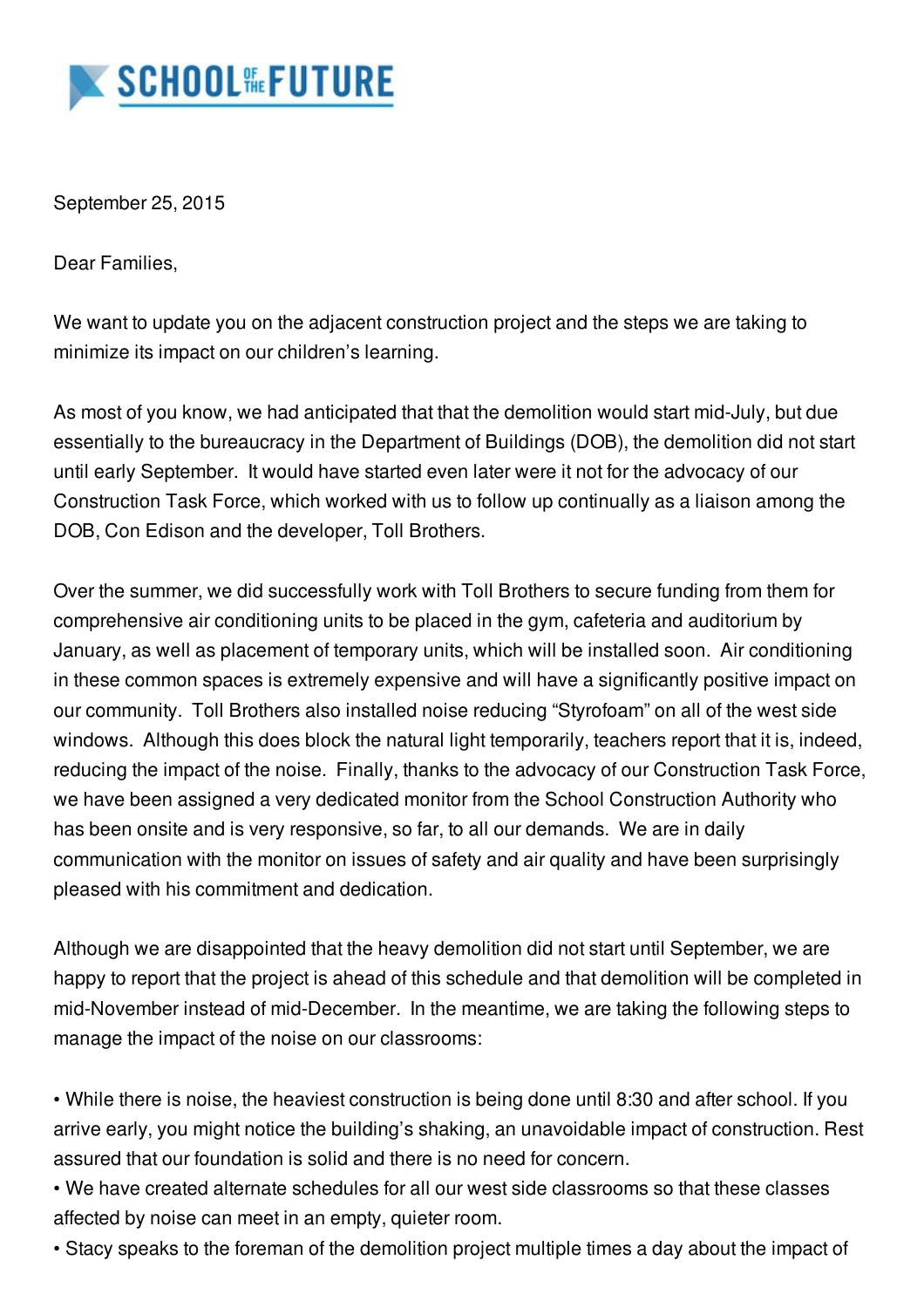# SCHOOL OF THE FUTURE

September 25, 2015

Dear Families,

We want to update you on the adjacent construction project and the steps we are taking to minimize its impact on our children's learning.

As most of you know, we had anticipated that that the demolition would start mid-July, but due essentially to the bureaucracy in the Department of Buildings (DOB), the demolition did not start until early September. It would have started even later were it not for the advocacy of our Construction Task Force, which worked with us to follow up continually as a liaison among the DOB, Con Edison and the developer, Toll Brothers.

Over the summer, we did successfully work with Toll Brothers to secure funding from them for comprehensive air conditioning units to be placed in the gym, cafeteria and auditorium by January, as well as placement of temporary units, which will be installed soon. Air conditioning in these common spaces is extremely expensive and will have a significantly positive impact on our community. Toll Brothers also installed noise reducing "Styrofoam" on all of the west side windows. Although this does block the natural light temporarily, teachers report that it is, indeed, reducing the impact of the noise. Finally, thanks to the advocacy of our Construction Task Force, we have been assigned a very dedicated monitor from the School Construction Authority who has been onsite and is very responsive, so far, to all our demands. We are in daily communication with the monitor on issues of safety and air quality and have been surprisingly pleased with his commitment and dedication.

Although we are disappointed that the heavy demolition did not start until September, we are happy to report that the project is ahead of this schedule and that demolition will be completed in mid-November instead of mid-December. In the meantime, we are taking the following steps to manage the impact of the noise on our classrooms:

- While there is noise, the heaviest construction is being done until 8:30 and after school. If you arrive early, you might notice the building's shaking, an unavoidable impact of construction. Rest assured that our foundation is solid and there is no need for concern.
- We have created alternate schedules for all our west side classrooms so that these classes affected by noise can meet in an empty, quieter room.
- Stacy speaks to the foreman of the demolition project multiple times a day about the impact of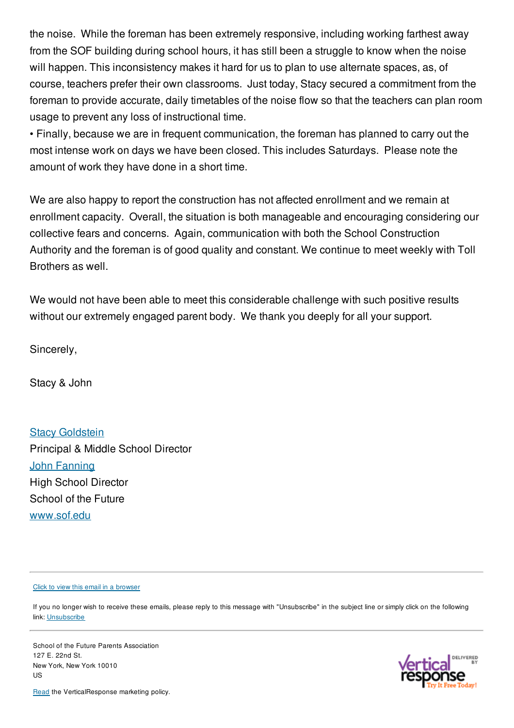the noise. While the foreman has been extremely responsive, including working farthest away from the SOF building during school hours, it has still been a struggle to know when the noise will happen. This inconsistency makes it hard for us to plan to use alternate spaces, as, of course, teachers prefer their own classrooms. Just today, Stacy secured a commitment from the foreman to provide accurate, daily timetables of the noise flow so that the teachers can plan room usage to prevent any loss of instructional time.

• Finally, because we are in frequent communication, the foreman has planned to carry out the most intense work on days we have been closed. This includes Saturdays. Please note the amount of work they have done in a short time.

We are also happy to report the construction has not affected enrollment and we remain at enrollment capacity. Overall, the situation is both manageable and encouraging considering our collective fears and concerns. Again, communication with both the School Construction Authority and the foreman is of good quality and constant. We continue to meet weekly with Toll Brothers as well.

We would not have been able to meet this considerable challenge with such positive results without our extremely engaged parent body. We thank you deeply for all your support.

Sincerely,

Stacy & John

Stacy Goldstein
Principal & Middle School Director
John Fanning
High School Director
School of the Future
www.sof.edu

---

Click to view this email in a browser

If you no longer wish to receive these emails, please reply to this message with "Unsubscribe" in the subject line or simply click on the following link: Unsubscribe

---

School of the Future Parents Association
127 E. 22nd St.
New York, New York 10010
US

Read the VerticalResponse marketing policy.

Vertical response DELIVERED BY Try It Free Today!